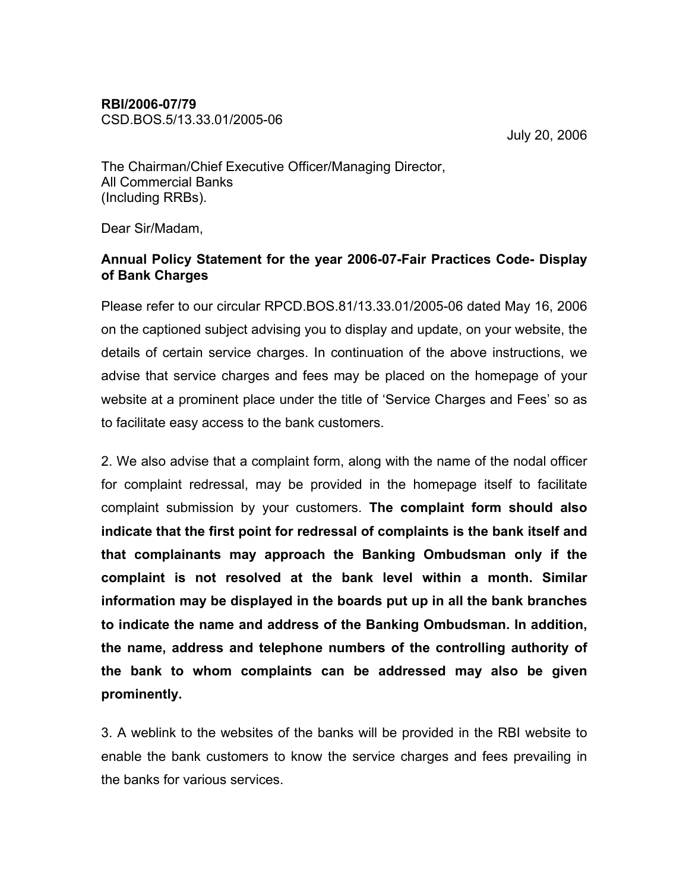**RBI/2006-07/79**
CSD.BOS.5/13.33.01/2005-06

July 20, 2006

The Chairman/Chief Executive Officer/Managing Director,
All Commercial Banks
(Including RRBs).

Dear Sir/Madam,

**Annual Policy Statement for the year 2006-07-Fair Practices Code- Display of Bank Charges**

Please refer to our circular RPCD.BOS.81/13.33.01/2005-06 dated May 16, 2006 on the captioned subject advising you to display and update, on your website, the details of certain service charges. In continuation of the above instructions, we advise that service charges and fees may be placed on the homepage of your website at a prominent place under the title of 'Service Charges and Fees' so as to facilitate easy access to the bank customers.

2. We also advise that a complaint form, along with the name of the nodal officer for complaint redressal, may be provided in the homepage itself to facilitate complaint submission by your customers. **The complaint form should also indicate that the first point for redressal of complaints is the bank itself and that complainants may approach the Banking Ombudsman only if the complaint is not resolved at the bank level within a month. Similar information may be displayed in the boards put up in all the bank branches to indicate the name and address of the Banking Ombudsman. In addition, the name, address and telephone numbers of the controlling authority of the bank to whom complaints can be addressed may also be given prominently.**

3. A weblink to the websites of the banks will be provided in the RBI website to enable the bank customers to know the service charges and fees prevailing in the banks for various services.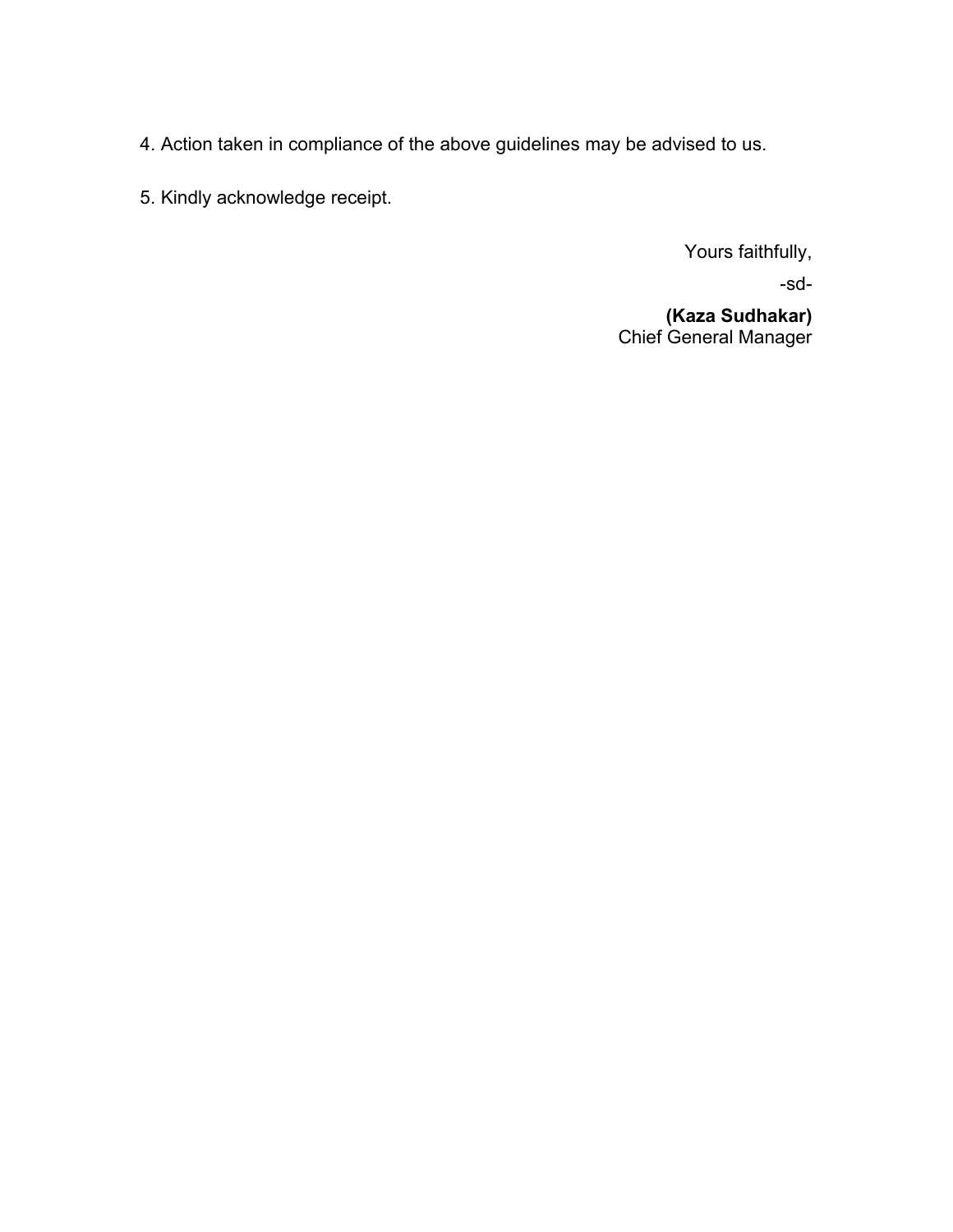4. Action taken in compliance of the above guidelines may be advised to us.

5. Kindly acknowledge receipt.

Yours faithfully,

-sd-

**(Kaza Sudhakar)**
Chief General Manager